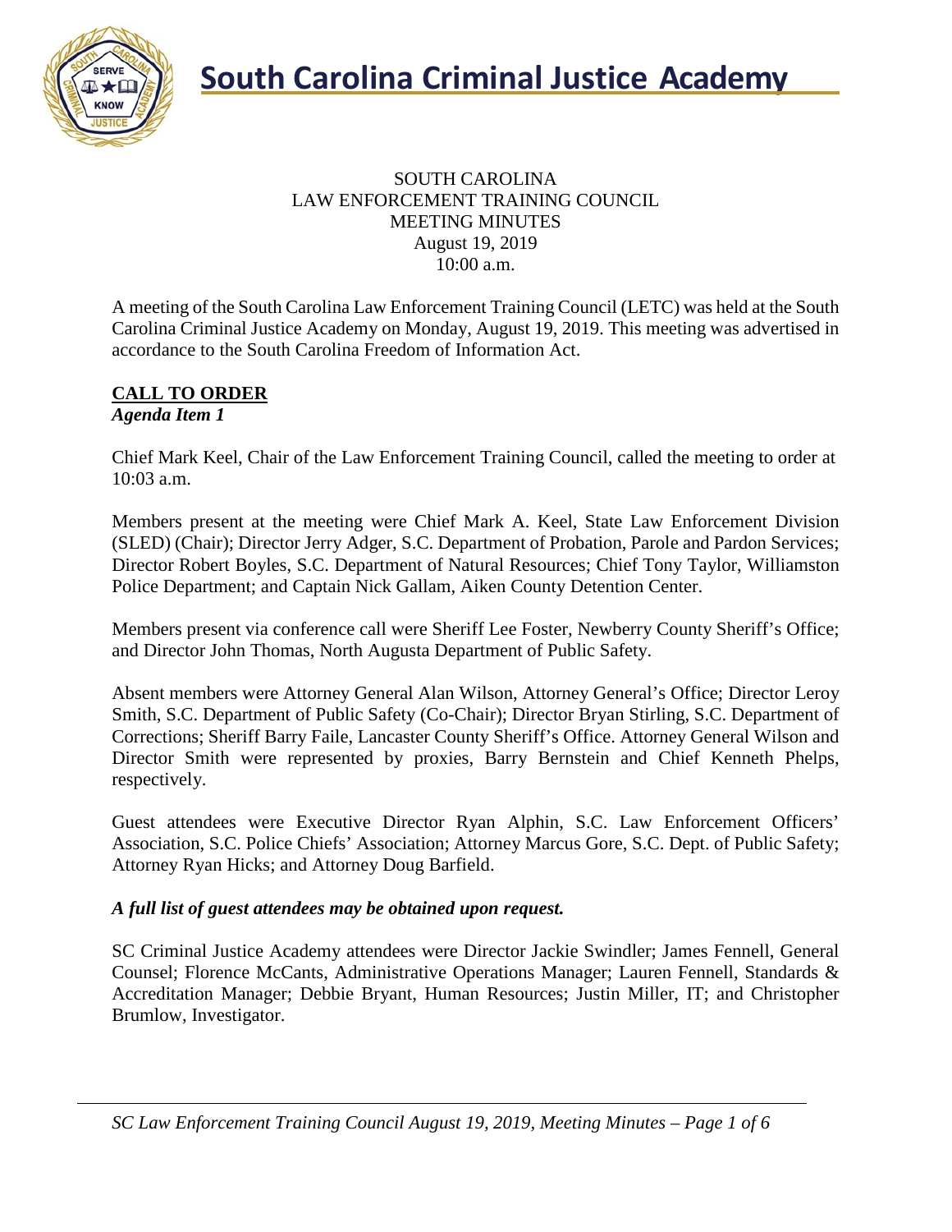# South Carolina Criminal Justice Academy

SOUTH CAROLINA
LAW ENFORCEMENT TRAINING COUNCIL
MEETING MINUTES
August 19, 2019
10:00 a.m.

A meeting of the South Carolina Law Enforcement Training Council (LETC) was held at the South Carolina Criminal Justice Academy on Monday, August 19, 2019. This meeting was advertised in accordance to the South Carolina Freedom of Information Act.

## CALL TO ORDER

***Agenda Item 1***

Chief Mark Keel, Chair of the Law Enforcement Training Council, called the meeting to order at 10:03 a.m.

Members present at the meeting were Chief Mark A. Keel, State Law Enforcement Division (SLED) (Chair); Director Jerry Adger, S.C. Department of Probation, Parole and Pardon Services; Director Robert Boyles, S.C. Department of Natural Resources; Chief Tony Taylor, Williamston Police Department; and Captain Nick Gallam, Aiken County Detention Center.

Members present via conference call were Sheriff Lee Foster, Newberry County Sheriff's Office; and Director John Thomas, North Augusta Department of Public Safety.

Absent members were Attorney General Alan Wilson, Attorney General's Office; Director Leroy Smith, S.C. Department of Public Safety (Co-Chair); Director Bryan Stirling, S.C. Department of Corrections; Sheriff Barry Faile, Lancaster County Sheriff's Office. Attorney General Wilson and Director Smith were represented by proxies, Barry Bernstein and Chief Kenneth Phelps, respectively.

Guest attendees were Executive Director Ryan Alphin, S.C. Law Enforcement Officers' Association, S.C. Police Chiefs' Association; Attorney Marcus Gore, S.C. Dept. of Public Safety; Attorney Ryan Hicks; and Attorney Doug Barfield.

***A full list of guest attendees may be obtained upon request.***

SC Criminal Justice Academy attendees were Director Jackie Swindler; James Fennell, General Counsel; Florence McCants, Administrative Operations Manager; Lauren Fennell, Standards & Accreditation Manager; Debbie Bryant, Human Resources; Justin Miller, IT; and Christopher Brumlow, Investigator.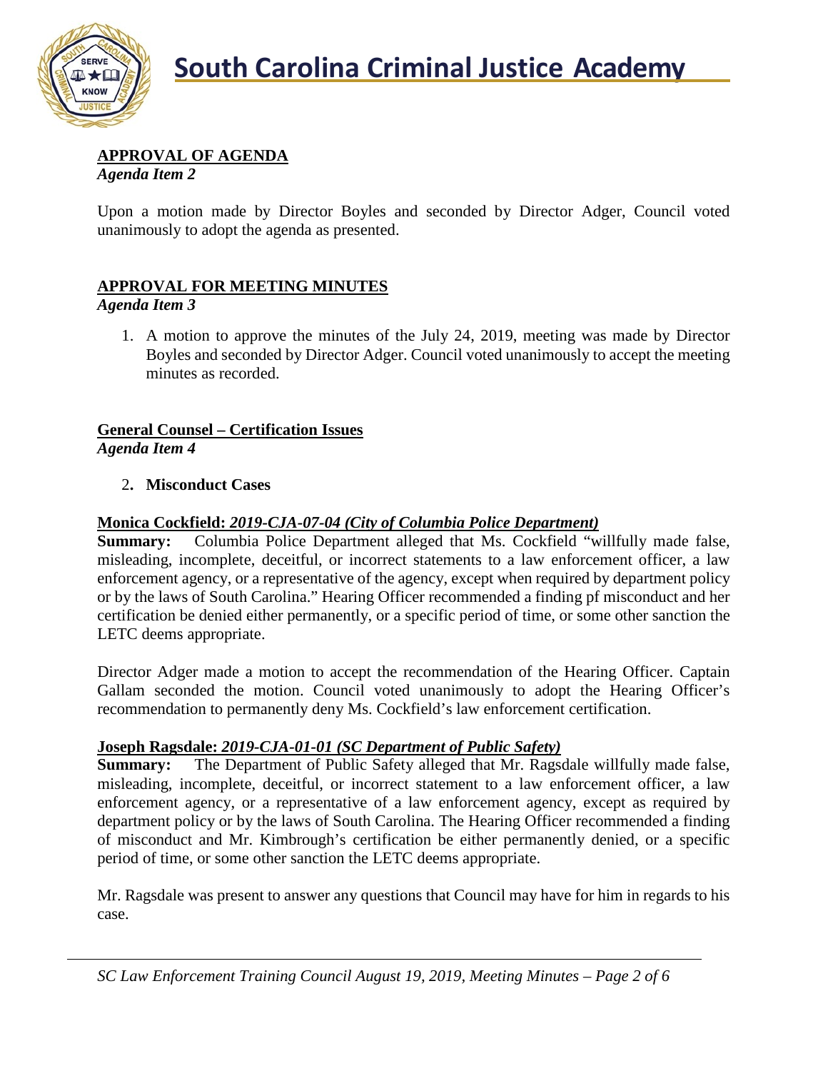# South Carolina Criminal Justice Academy

**APPROVAL OF AGENDA**
*Agenda Item 2*

Upon a motion made by Director Boyles and seconded by Director Adger, Council voted unanimously to adopt the agenda as presented.

**APPROVAL FOR MEETING MINUTES**
*Agenda Item 3*

1. A motion to approve the minutes of the July 24, 2019, meeting was made by Director Boyles and seconded by Director Adger. Council voted unanimously to accept the meeting minutes as recorded.

**General Counsel – Certification Issues**
*Agenda Item 4*

2. **Misconduct Cases**

**Monica Cockfield:** ***2019-CJA-07-04 (City of Columbia Police Department)***
**Summary:** Columbia Police Department alleged that Ms. Cockfield "willfully made false, misleading, incomplete, deceitful, or incorrect statements to a law enforcement officer, a law enforcement agency, or a representative of the agency, except when required by department policy or by the laws of South Carolina." Hearing Officer recommended a finding pf misconduct and her certification be denied either permanently, or a specific period of time, or some other sanction the LETC deems appropriate.

Director Adger made a motion to accept the recommendation of the Hearing Officer. Captain Gallam seconded the motion. Council voted unanimously to adopt the Hearing Officer's recommendation to permanently deny Ms. Cockfield's law enforcement certification.

**Joseph Ragsdale:** ***2019-CJA-01-01 (SC Department of Public Safety)***
**Summary:** The Department of Public Safety alleged that Mr. Ragsdale willfully made false, misleading, incomplete, deceitful, or incorrect statement to a law enforcement officer, a law enforcement agency, or a representative of a law enforcement agency, except as required by department policy or by the laws of South Carolina. The Hearing Officer recommended a finding of misconduct and Mr. Kimbrough's certification be either permanently denied, or a specific period of time, or some other sanction the LETC deems appropriate.

Mr. Ragsdale was present to answer any questions that Council may have for him in regards to his case.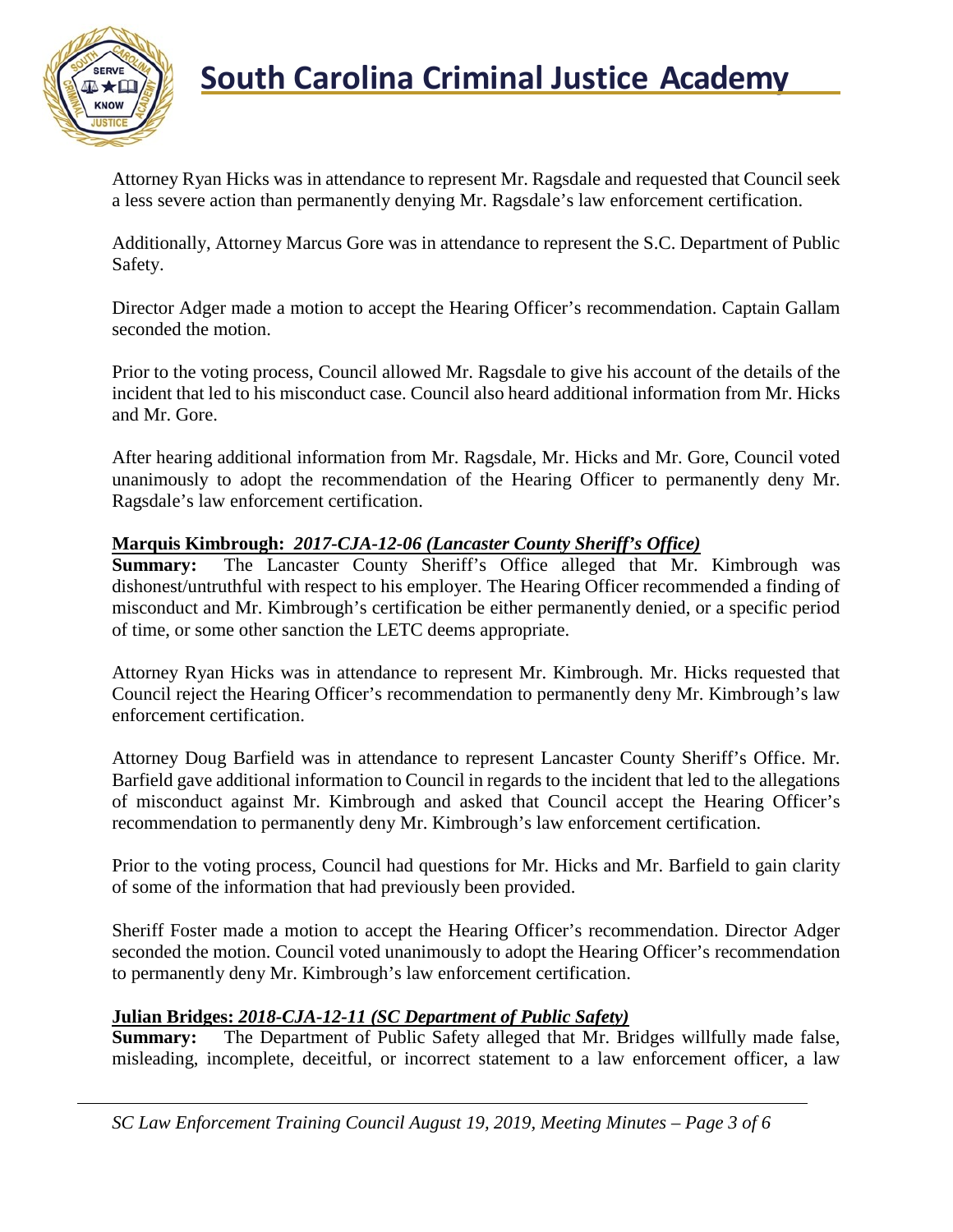Attorney Ryan Hicks was in attendance to represent Mr. Ragsdale and requested that Council seek a less severe action than permanently denying Mr. Ragsdale's law enforcement certification.

Additionally, Attorney Marcus Gore was in attendance to represent the S.C. Department of Public Safety.

Director Adger made a motion to accept the Hearing Officer's recommendation. Captain Gallam seconded the motion.

Prior to the voting process, Council allowed Mr. Ragsdale to give his account of the details of the incident that led to his misconduct case. Council also heard additional information from Mr. Hicks and Mr. Gore.

After hearing additional information from Mr. Ragsdale, Mr. Hicks and Mr. Gore, Council voted unanimously to adopt the recommendation of the Hearing Officer to permanently deny Mr. Ragsdale's law enforcement certification.

**<u>Marquis Kimbrough: *2017-CJA-12-06 (Lancaster County Sheriff's Office)*</u>**

**Summary:** The Lancaster County Sheriff's Office alleged that Mr. Kimbrough was dishonest/untruthful with respect to his employer. The Hearing Officer recommended a finding of misconduct and Mr. Kimbrough's certification be either permanently denied, or a specific period of time, or some other sanction the LETC deems appropriate.

Attorney Ryan Hicks was in attendance to represent Mr. Kimbrough. Mr. Hicks requested that Council reject the Hearing Officer's recommendation to permanently deny Mr. Kimbrough's law enforcement certification.

Attorney Doug Barfield was in attendance to represent Lancaster County Sheriff's Office. Mr. Barfield gave additional information to Council in regards to the incident that led to the allegations of misconduct against Mr. Kimbrough and asked that Council accept the Hearing Officer's recommendation to permanently deny Mr. Kimbrough's law enforcement certification.

Prior to the voting process, Council had questions for Mr. Hicks and Mr. Barfield to gain clarity of some of the information that had previously been provided.

Sheriff Foster made a motion to accept the Hearing Officer's recommendation. Director Adger seconded the motion. Council voted unanimously to adopt the Hearing Officer's recommendation to permanently deny Mr. Kimbrough's law enforcement certification.

**<u>Julian Bridges: *2018-CJA-12-11 (SC Department of Public Safety)*</u>**

**Summary:** The Department of Public Safety alleged that Mr. Bridges willfully made false, misleading, incomplete, deceitful, or incorrect statement to a law enforcement officer, a law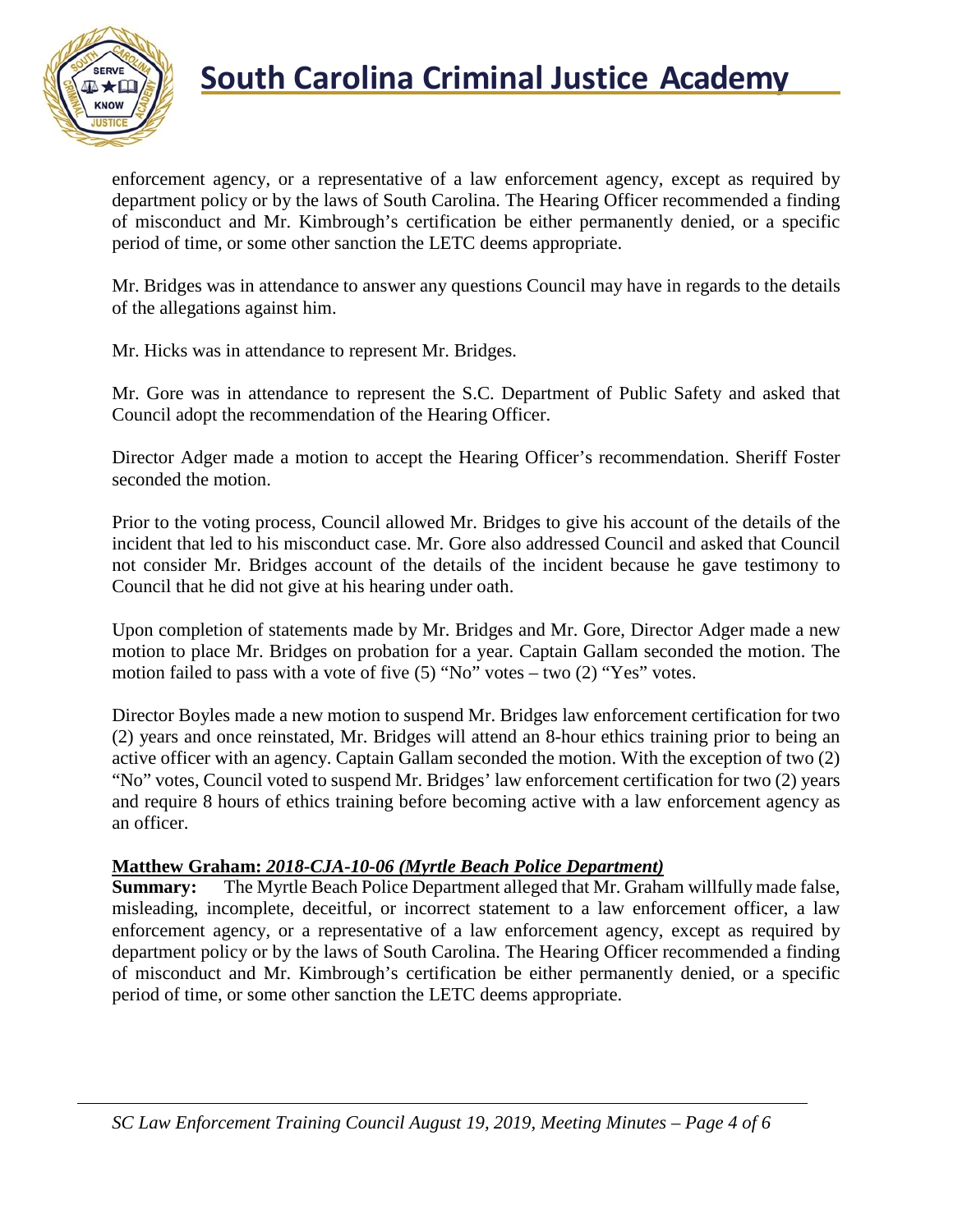enforcement agency, or a representative of a law enforcement agency, except as required by department policy or by the laws of South Carolina. The Hearing Officer recommended a finding of misconduct and Mr. Kimbrough's certification be either permanently denied, or a specific period of time, or some other sanction the LETC deems appropriate.

Mr. Bridges was in attendance to answer any questions Council may have in regards to the details of the allegations against him.

Mr. Hicks was in attendance to represent Mr. Bridges.

Mr. Gore was in attendance to represent the S.C. Department of Public Safety and asked that Council adopt the recommendation of the Hearing Officer.

Director Adger made a motion to accept the Hearing Officer's recommendation. Sheriff Foster seconded the motion.

Prior to the voting process, Council allowed Mr. Bridges to give his account of the details of the incident that led to his misconduct case. Mr. Gore also addressed Council and asked that Council not consider Mr. Bridges account of the details of the incident because he gave testimony to Council that he did not give at his hearing under oath.

Upon completion of statements made by Mr. Bridges and Mr. Gore, Director Adger made a new motion to place Mr. Bridges on probation for a year. Captain Gallam seconded the motion. The motion failed to pass with a vote of five (5) "No" votes – two (2) "Yes" votes.

Director Boyles made a new motion to suspend Mr. Bridges law enforcement certification for two (2) years and once reinstated, Mr. Bridges will attend an 8-hour ethics training prior to being an active officer with an agency. Captain Gallam seconded the motion. With the exception of two (2) "No" votes, Council voted to suspend Mr. Bridges' law enforcement certification for two (2) years and require 8 hours of ethics training before becoming active with a law enforcement agency as an officer.

**Matthew Graham: *2018-CJA-10-06 (Myrtle Beach Police Department)***

**Summary:** The Myrtle Beach Police Department alleged that Mr. Graham willfully made false, misleading, incomplete, deceitful, or incorrect statement to a law enforcement officer, a law enforcement agency, or a representative of a law enforcement agency, except as required by department policy or by the laws of South Carolina. The Hearing Officer recommended a finding of misconduct and Mr. Kimbrough's certification be either permanently denied, or a specific period of time, or some other sanction the LETC deems appropriate.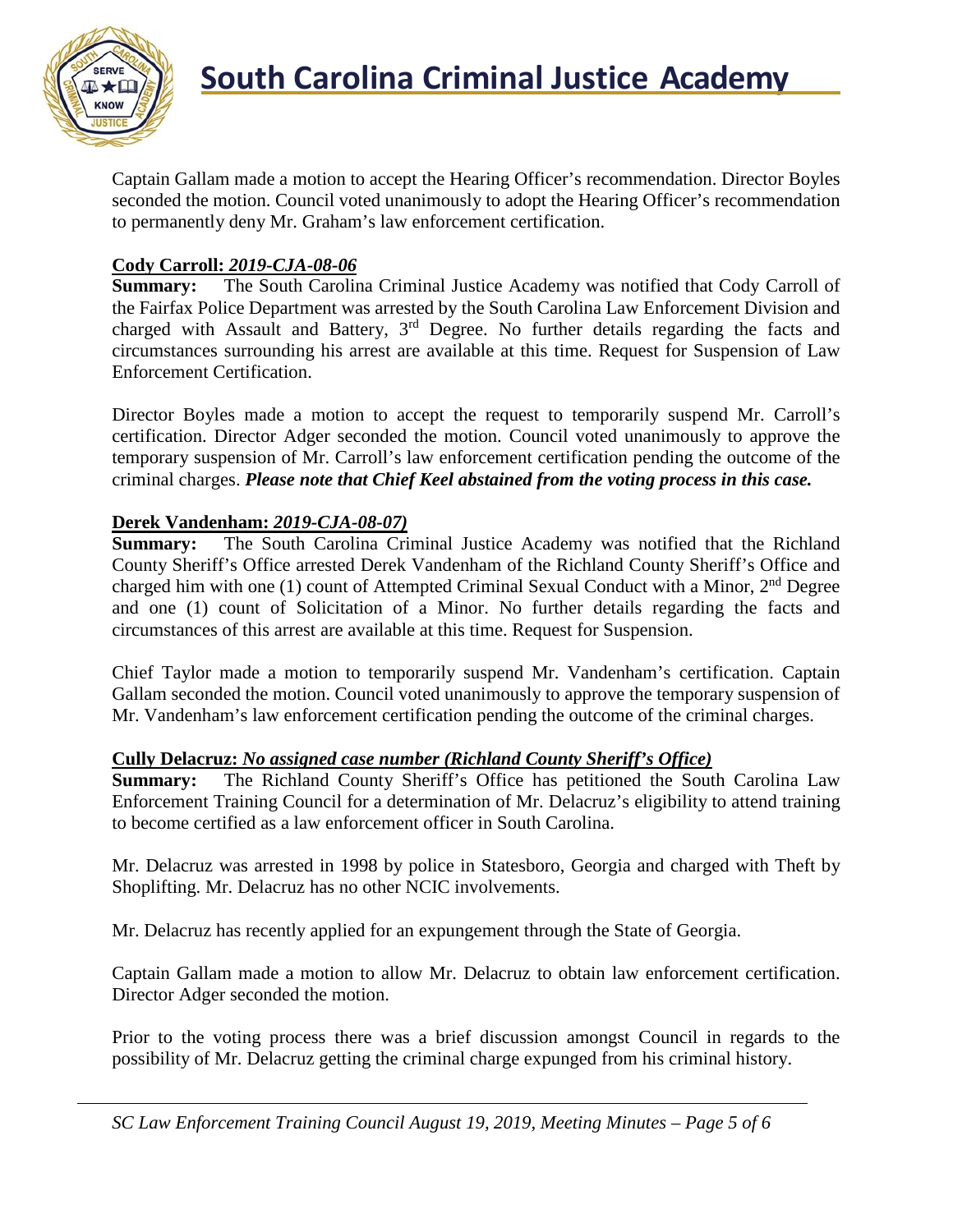Captain Gallam made a motion to accept the Hearing Officer's recommendation. Director Boyles seconded the motion. Council voted unanimously to adopt the Hearing Officer's recommendation to permanently deny Mr. Graham's law enforcement certification.

**Cody Carroll: _2019-CJA-08-06_**
**Summary:** The South Carolina Criminal Justice Academy was notified that Cody Carroll of the Fairfax Police Department was arrested by the South Carolina Law Enforcement Division and charged with Assault and Battery, 3rd Degree. No further details regarding the facts and circumstances surrounding his arrest are available at this time. Request for Suspension of Law Enforcement Certification.

Director Boyles made a motion to accept the request to temporarily suspend Mr. Carroll's certification. Director Adger seconded the motion. Council voted unanimously to approve the temporary suspension of Mr. Carroll's law enforcement certification pending the outcome of the criminal charges. ***Please note that Chief Keel abstained from the voting process in this case.***

**Derek Vandenham: _2019-CJA-08-07)_**
**Summary:** The South Carolina Criminal Justice Academy was notified that the Richland County Sheriff's Office arrested Derek Vandenham of the Richland County Sheriff's Office and charged him with one (1) count of Attempted Criminal Sexual Conduct with a Minor, 2nd Degree and one (1) count of Solicitation of a Minor. No further details regarding the facts and circumstances of this arrest are available at this time. Request for Suspension.

Chief Taylor made a motion to temporarily suspend Mr. Vandenham's certification. Captain Gallam seconded the motion. Council voted unanimously to approve the temporary suspension of Mr. Vandenham's law enforcement certification pending the outcome of the criminal charges.

**Cully Delacruz: _No assigned case number (Richland County Sheriff's Office)_**
**Summary:** The Richland County Sheriff's Office has petitioned the South Carolina Law Enforcement Training Council for a determination of Mr. Delacruz's eligibility to attend training to become certified as a law enforcement officer in South Carolina.

Mr. Delacruz was arrested in 1998 by police in Statesboro, Georgia and charged with Theft by Shoplifting. Mr. Delacruz has no other NCIC involvements.

Mr. Delacruz has recently applied for an expungement through the State of Georgia.

Captain Gallam made a motion to allow Mr. Delacruz to obtain law enforcement certification. Director Adger seconded the motion.

Prior to the voting process there was a brief discussion amongst Council in regards to the possibility of Mr. Delacruz getting the criminal charge expunged from his criminal history.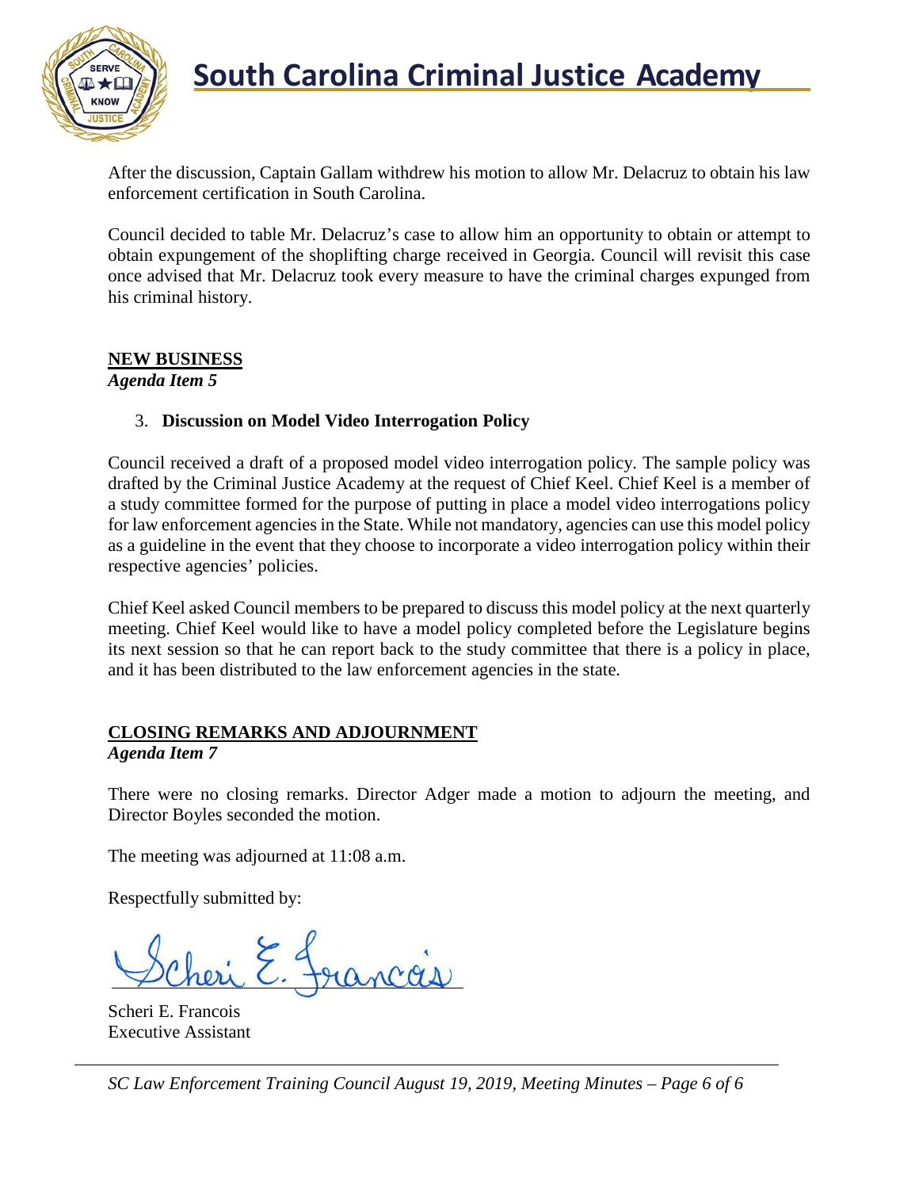After the discussion, Captain Gallam withdrew his motion to allow Mr. Delacruz to obtain his law enforcement certification in South Carolina.

Council decided to table Mr. Delacruz's case to allow him an opportunity to obtain or attempt to obtain expungement of the shoplifting charge received in Georgia. Council will revisit this case once advised that Mr. Delacruz took every measure to have the criminal charges expunged from his criminal history.

## NEW BUSINESS

***Agenda Item 5***

3. **Discussion on Model Video Interrogation Policy**

Council received a draft of a proposed model video interrogation policy. The sample policy was drafted by the Criminal Justice Academy at the request of Chief Keel. Chief Keel is a member of a study committee formed for the purpose of putting in place a model video interrogations policy for law enforcement agencies in the State. While not mandatory, agencies can use this model policy as a guideline in the event that they choose to incorporate a video interrogation policy within their respective agencies' policies.

Chief Keel asked Council members to be prepared to discuss this model policy at the next quarterly meeting. Chief Keel would like to have a model policy completed before the Legislature begins its next session so that he can report back to the study committee that there is a policy in place, and it has been distributed to the law enforcement agencies in the state.

## CLOSING REMARKS AND ADJOURNMENT

***Agenda Item 7***

There were no closing remarks. Director Adger made a motion to adjourn the meeting, and Director Boyles seconded the motion.

The meeting was adjourned at 11:08 a.m.

Respectfully submitted by:

Scheri E. Francois

Scheri E. Francois
Executive Assistant